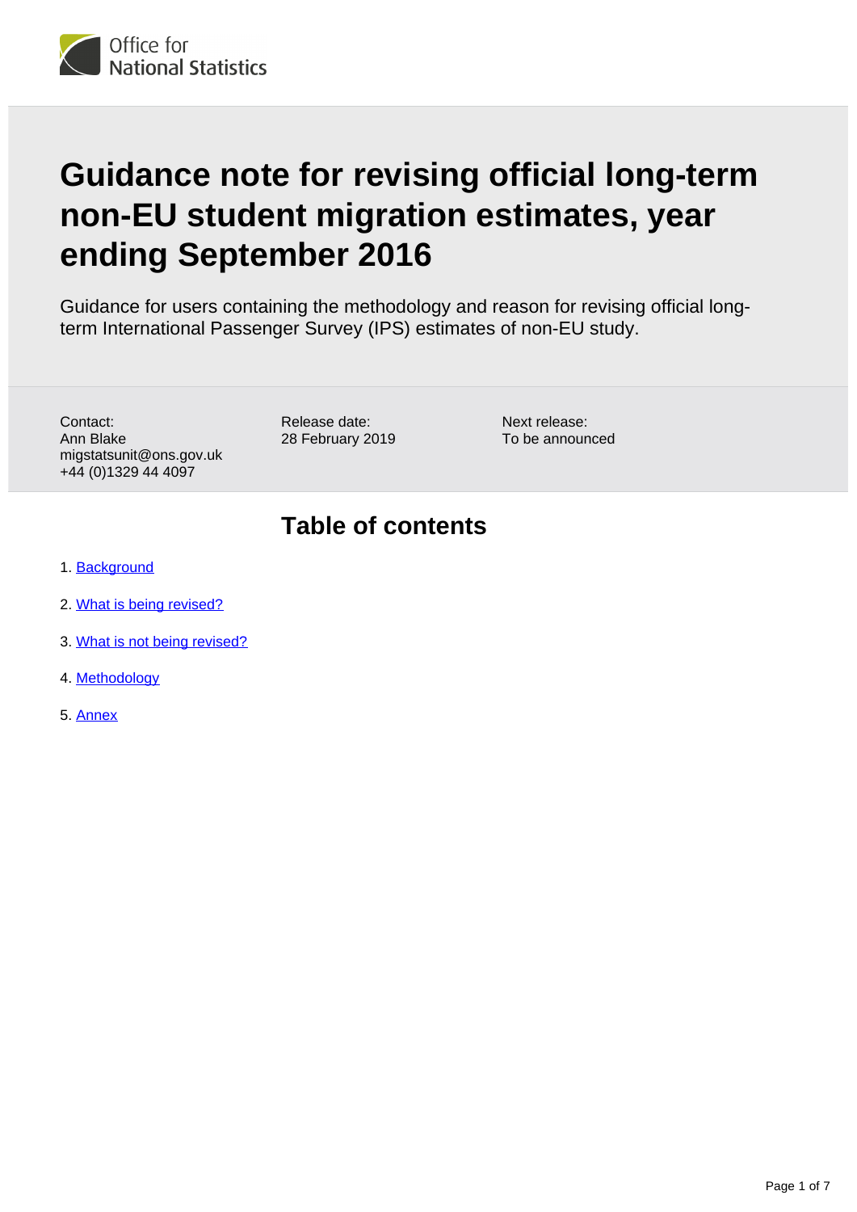# Guidance note for revising official long-term non-EU student migration estimates, year ending September 2016

Guidance for users containing the methodology and reason for revising official long-term International Passenger Survey (IPS) estimates of non-EU study.

Contact:
Ann Blake
migstatsunit@ons.gov.uk
+44 (0)1329 44 4097

Release date:
28 February 2019

Next release:
To be announced

## Table of contents

1. Background
2. What is being revised?
3. What is not being revised?
4. Methodology
5. Annex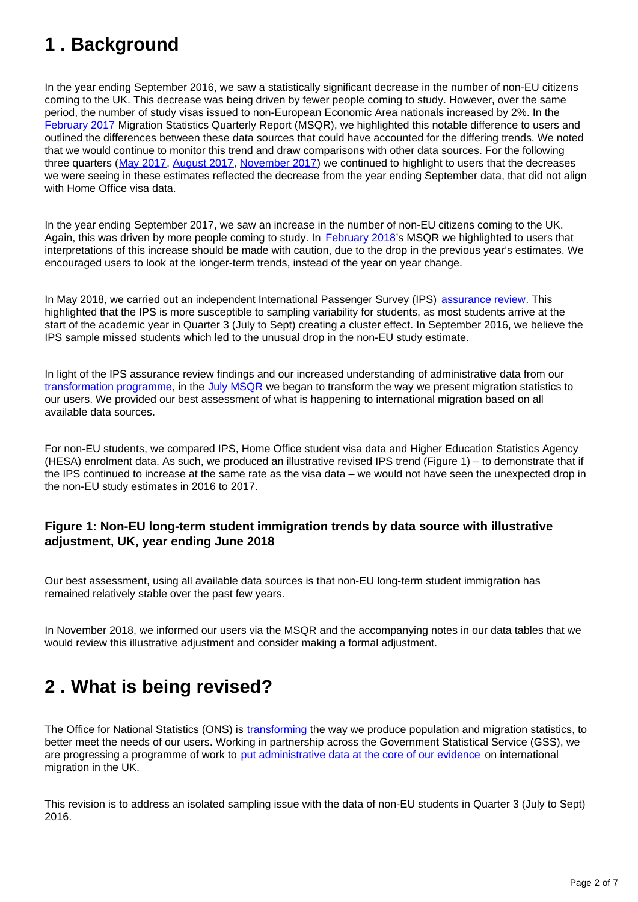## 1 . Background

In the year ending September 2016, we saw a statistically significant decrease in the number of non-EU citizens coming to the UK. This decrease was being driven by fewer people coming to study. However, over the same period, the number of study visas issued to non-European Economic Area nationals increased by 2%. In the February 2017 Migration Statistics Quarterly Report (MSQR), we highlighted this notable difference to users and outlined the differences between these data sources that could have accounted for the differing trends. We noted that we would continue to monitor this trend and draw comparisons with other data sources. For the following three quarters (May 2017, August 2017, November 2017) we continued to highlight to users that the decreases we were seeing in these estimates reflected the decrease from the year ending September data, that did not align with Home Office visa data.

In the year ending September 2017, we saw an increase in the number of non-EU citizens coming to the UK. Again, this was driven by more people coming to study. In February 2018's MSQR we highlighted to users that interpretations of this increase should be made with caution, due to the drop in the previous year's estimates. We encouraged users to look at the longer-term trends, instead of the year on year change.

In May 2018, we carried out an independent International Passenger Survey (IPS) assurance review. This highlighted that the IPS is more susceptible to sampling variability for students, as most students arrive at the start of the academic year in Quarter 3 (July to Sept) creating a cluster effect. In September 2016, we believe the IPS sample missed students which led to the unusual drop in the non-EU study estimate.

In light of the IPS assurance review findings and our increased understanding of administrative data from our transformation programme, in the July MSQR we began to transform the way we present migration statistics to our users. We provided our best assessment of what is happening to international migration based on all available data sources.

For non-EU students, we compared IPS, Home Office student visa data and Higher Education Statistics Agency (HESA) enrolment data. As such, we produced an illustrative revised IPS trend (Figure 1) – to demonstrate that if the IPS continued to increase at the same rate as the visa data – we would not have seen the unexpected drop in the non-EU study estimates in 2016 to 2017.

### Figure 1: Non-EU long-term student immigration trends by data source with illustrative adjustment, UK, year ending June 2018

Our best assessment, using all available data sources is that non-EU long-term student immigration has remained relatively stable over the past few years.

In November 2018, we informed our users via the MSQR and the accompanying notes in our data tables that we would review this illustrative adjustment and consider making a formal adjustment.

## 2 . What is being revised?

The Office for National Statistics (ONS) is transforming the way we produce population and migration statistics, to better meet the needs of our users. Working in partnership across the Government Statistical Service (GSS), we are progressing a programme of work to put administrative data at the core of our evidence on international migration in the UK.

This revision is to address an isolated sampling issue with the data of non-EU students in Quarter 3 (July to Sept) 2016.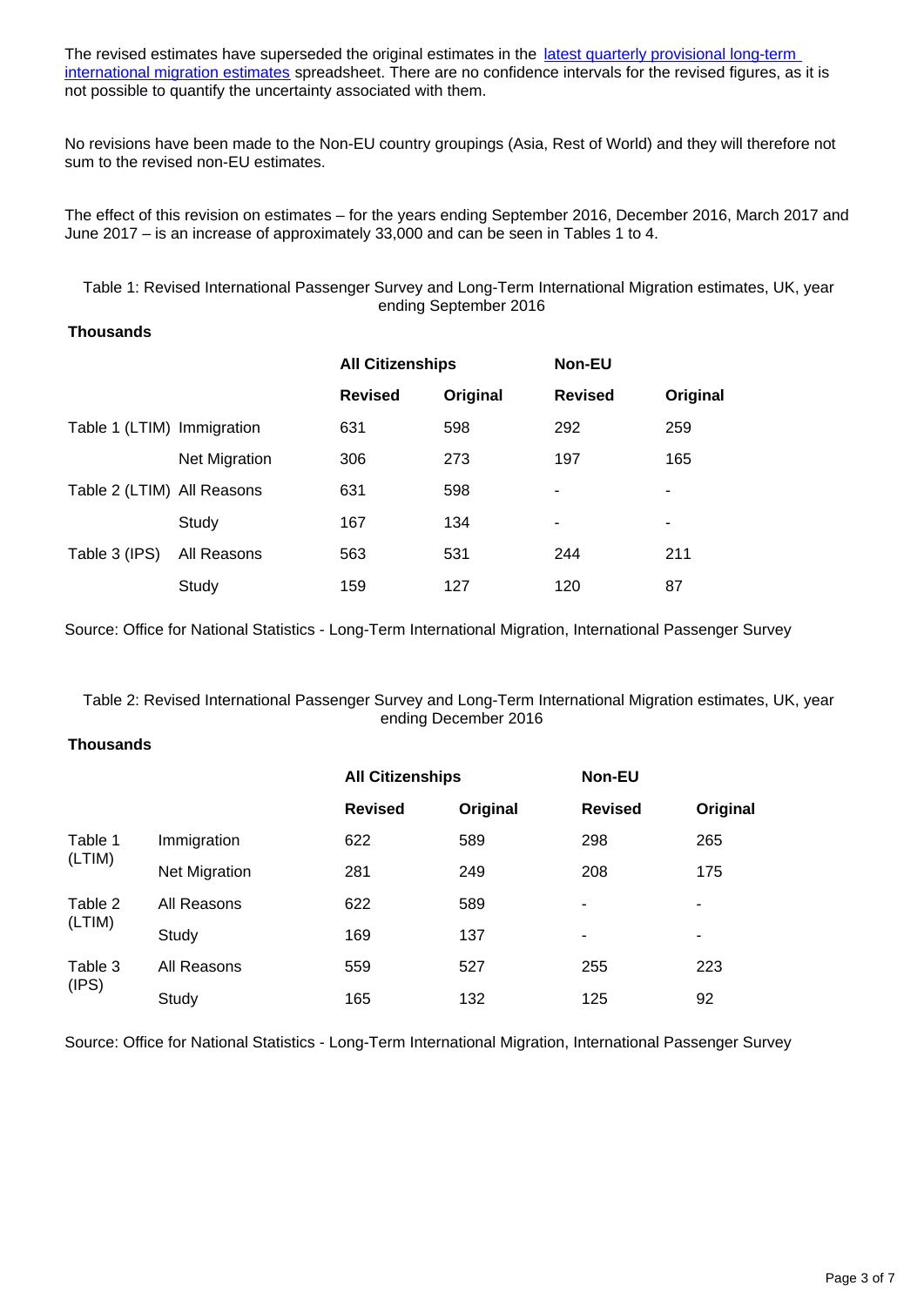The revised estimates have superseded the original estimates in the [latest quarterly provisional long-term international migration estimates](#) spreadsheet. There are no confidence intervals for the revised figures, as it is not possible to quantify the uncertainty associated with them.

No revisions have been made to the Non-EU country groupings (Asia, Rest of World) and they will therefore not sum to the revised non-EU estimates.

The effect of this revision on estimates – for the years ending September 2016, December 2016, March 2017 and June 2017 – is an increase of approximately 33,000 and can be seen in Tables 1 to 4.

Table 1: Revised International Passenger Survey and Long-Term International Migration estimates, UK, year ending September 2016

**Thousands**

| | | All Citizenships | | Non-EU | |
|---|---|---|---|---|---|
| | | **Revised** | **Original** | **Revised** | **Original** |
| Table 1 (LTIM) | Immigration | 631 | 598 | 292 | 259 |
| | Net Migration | 306 | 273 | 197 | 165 |
| Table 2 (LTIM) | All Reasons | 631 | 598 | - | - |
| | Study | 167 | 134 | - | - |
| Table 3 (IPS) | All Reasons | 563 | 531 | 244 | 211 |
| | Study | 159 | 127 | 120 | 87 |

Source: Office for National Statistics - Long-Term International Migration, International Passenger Survey

Table 2: Revised International Passenger Survey and Long-Term International Migration estimates, UK, year ending December 2016

**Thousands**

| | | All Citizenships | | Non-EU | |
|---|---|---|---|---|---|
| | | **Revised** | **Original** | **Revised** | **Original** |
| Table 1 (LTIM) | Immigration | 622 | 589 | 298 | 265 |
| | Net Migration | 281 | 249 | 208 | 175 |
| Table 2 (LTIM) | All Reasons | 622 | 589 | - | - |
| | Study | 169 | 137 | - | - |
| Table 3 (IPS) | All Reasons | 559 | 527 | 255 | 223 |
| | Study | 165 | 132 | 125 | 92 |

Source: Office for National Statistics - Long-Term International Migration, International Passenger Survey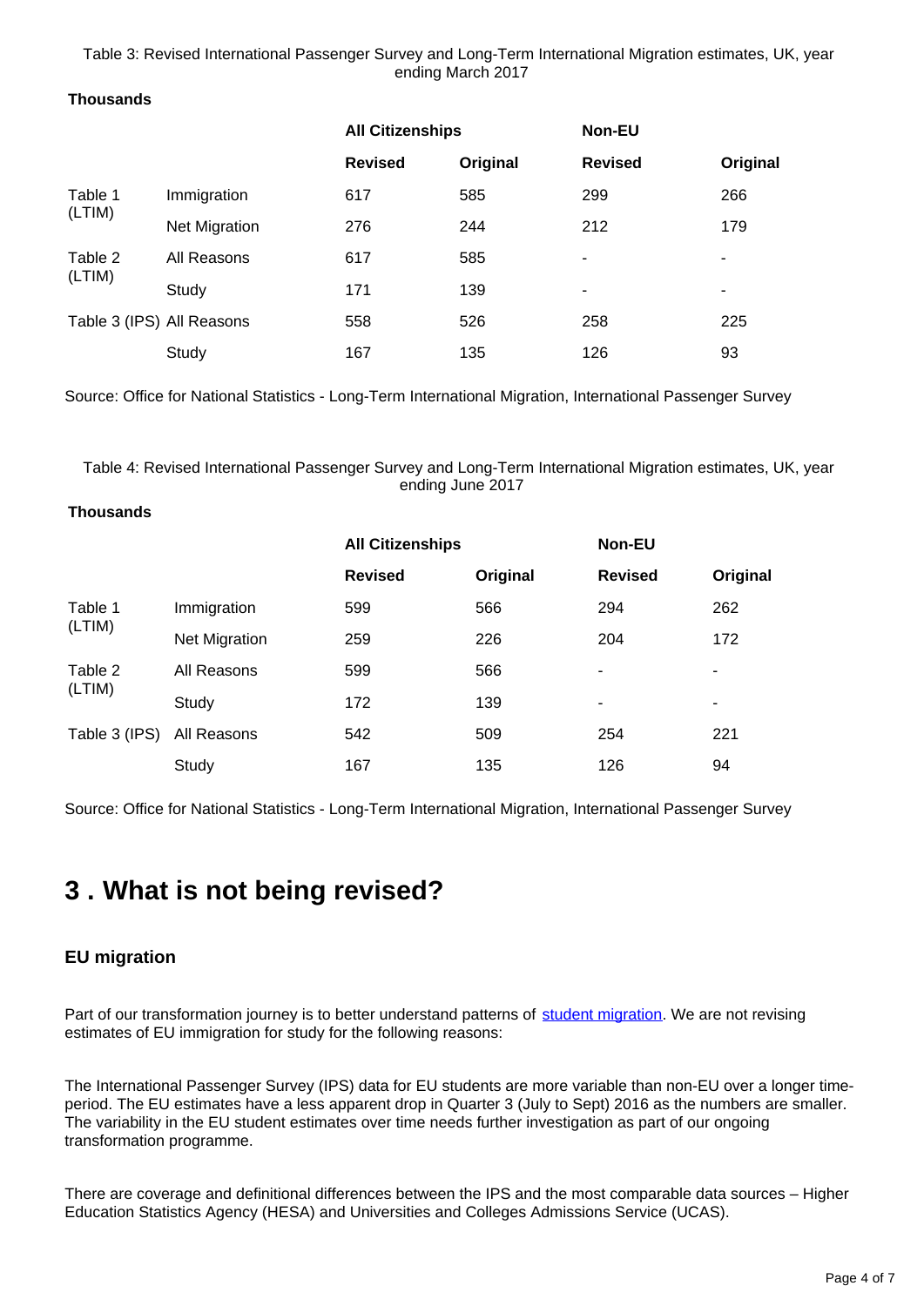Table 3: Revised International Passenger Survey and Long-Term International Migration estimates, UK, year ending March 2017

**Thousands**

| | | All Citizenships | | Non-EU | |
|---|---|---|---|---|---|
| | | **Revised** | **Original** | **Revised** | **Original** |
| Table 1 (LTIM) | Immigration | 617 | 585 | 299 | 266 |
| | Net Migration | 276 | 244 | 212 | 179 |
| Table 2 (LTIM) | All Reasons | 617 | 585 | - | - |
| | Study | 171 | 139 | - | - |
| Table 3 (IPS) | All Reasons | 558 | 526 | 258 | 225 |
| | Study | 167 | 135 | 126 | 93 |

Source: Office for National Statistics - Long-Term International Migration, International Passenger Survey

Table 4: Revised International Passenger Survey and Long-Term International Migration estimates, UK, year ending June 2017

**Thousands**

| | | All Citizenships | | Non-EU | |
|---|---|---|---|---|---|
| | | **Revised** | **Original** | **Revised** | **Original** |
| Table 1 (LTIM) | Immigration | 599 | 566 | 294 | 262 |
| | Net Migration | 259 | 226 | 204 | 172 |
| Table 2 (LTIM) | All Reasons | 599 | 566 | - | - |
| | Study | 172 | 139 | - | - |
| Table 3 (IPS) | All Reasons | 542 | 509 | 254 | 221 |
| | Study | 167 | 135 | 126 | 94 |

Source: Office for National Statistics - Long-Term International Migration, International Passenger Survey

## 3 . What is not being revised?

### EU migration

Part of our transformation journey is to better understand patterns of student migration. We are not revising estimates of EU immigration for study for the following reasons:

The International Passenger Survey (IPS) data for EU students are more variable than non-EU over a longer time-period. The EU estimates have a less apparent drop in Quarter 3 (July to Sept) 2016 as the numbers are smaller. The variability in the EU student estimates over time needs further investigation as part of our ongoing transformation programme.

There are coverage and definitional differences between the IPS and the most comparable data sources – Higher Education Statistics Agency (HESA) and Universities and Colleges Admissions Service (UCAS).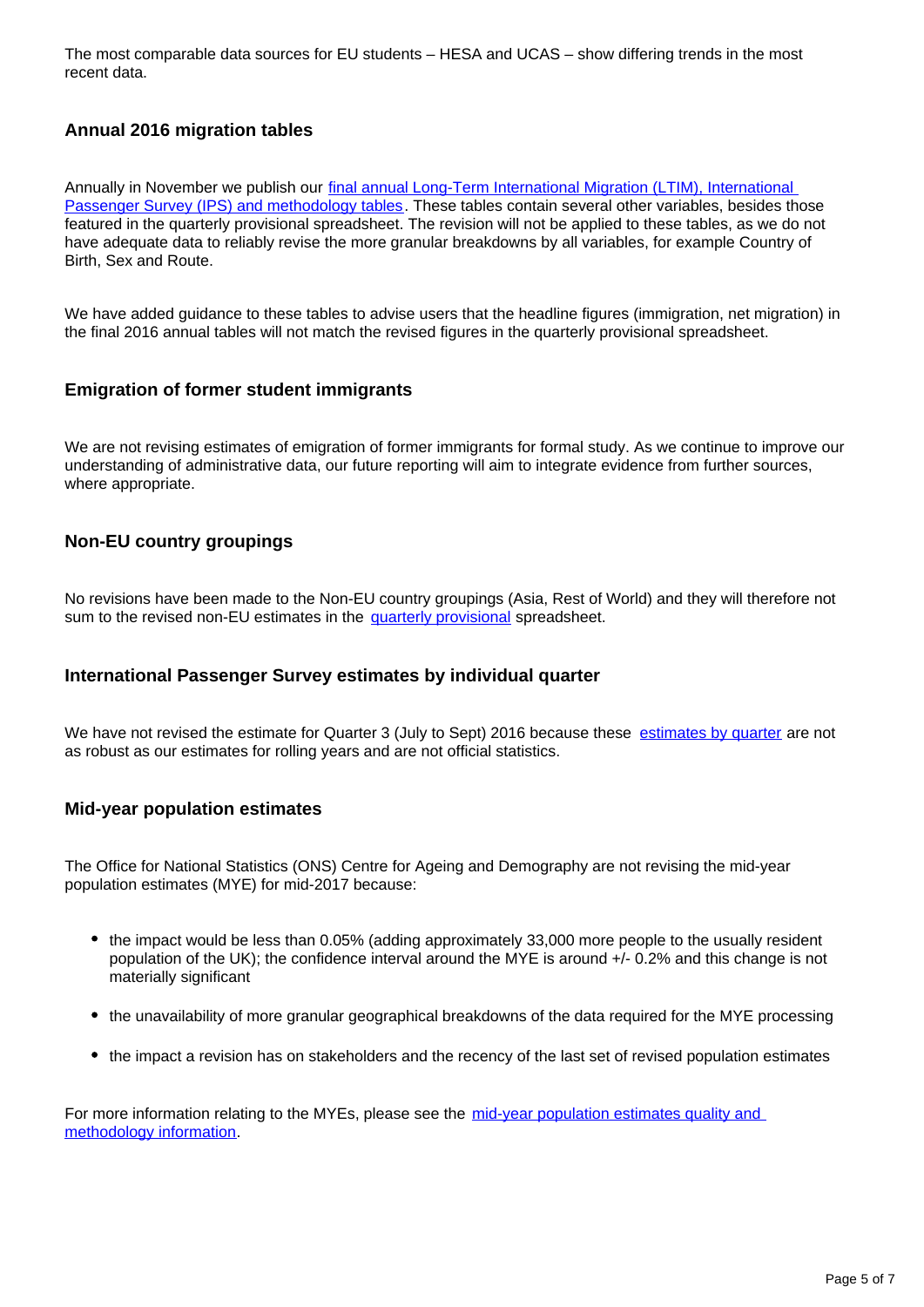The most comparable data sources for EU students – HESA and UCAS – show differing trends in the most recent data.

### Annual 2016 migration tables

Annually in November we publish our final annual Long-Term International Migration (LTIM), International Passenger Survey (IPS) and methodology tables. These tables contain several other variables, besides those featured in the quarterly provisional spreadsheet. The revision will not be applied to these tables, as we do not have adequate data to reliably revise the more granular breakdowns by all variables, for example Country of Birth, Sex and Route.

We have added guidance to these tables to advise users that the headline figures (immigration, net migration) in the final 2016 annual tables will not match the revised figures in the quarterly provisional spreadsheet.

### Emigration of former student immigrants

We are not revising estimates of emigration of former immigrants for formal study. As we continue to improve our understanding of administrative data, our future reporting will aim to integrate evidence from further sources, where appropriate.

### Non-EU country groupings

No revisions have been made to the Non-EU country groupings (Asia, Rest of World) and they will therefore not sum to the revised non-EU estimates in the quarterly provisional spreadsheet.

### International Passenger Survey estimates by individual quarter

We have not revised the estimate for Quarter 3 (July to Sept) 2016 because these estimates by quarter are not as robust as our estimates for rolling years and are not official statistics.

### Mid-year population estimates

The Office for National Statistics (ONS) Centre for Ageing and Demography are not revising the mid-year population estimates (MYE) for mid-2017 because:

- the impact would be less than 0.05% (adding approximately 33,000 more people to the usually resident population of the UK); the confidence interval around the MYE is around +/- 0.2% and this change is not materially significant
- the unavailability of more granular geographical breakdowns of the data required for the MYE processing
- the impact a revision has on stakeholders and the recency of the last set of revised population estimates

For more information relating to the MYEs, please see the mid-year population estimates quality and methodology information.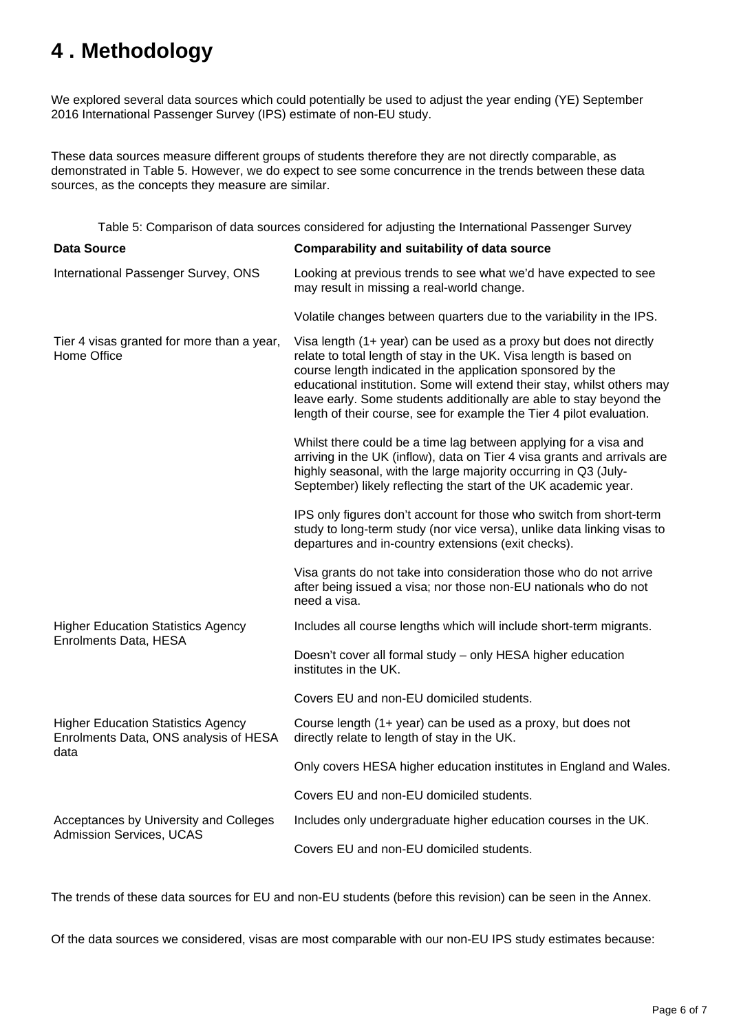# 4 . Methodology

We explored several data sources which could potentially be used to adjust the year ending (YE) September 2016 International Passenger Survey (IPS) estimate of non-EU study.

These data sources measure different groups of students therefore they are not directly comparable, as demonstrated in Table 5. However, we do expect to see some concurrence in the trends between these data sources, as the concepts they measure are similar.

Table 5: Comparison of data sources considered for adjusting the International Passenger Survey

| Data Source | Comparability and suitability of data source |
|---|---|
| International Passenger Survey, ONS | Looking at previous trends to see what we'd have expected to see may result in missing a real-world change. |
| | Volatile changes between quarters due to the variability in the IPS. |
| Tier 4 visas granted for more than a year, Home Office | Visa length (1+ year) can be used as a proxy but does not directly relate to total length of stay in the UK. Visa length is based on course length indicated in the application sponsored by the educational institution. Some will extend their stay, whilst others may leave early. Some students additionally are able to stay beyond the length of their course, see for example the Tier 4 pilot evaluation. |
| | Whilst there could be a time lag between applying for a visa and arriving in the UK (inflow), data on Tier 4 visa grants and arrivals are highly seasonal, with the large majority occurring in Q3 (July-September) likely reflecting the start of the UK academic year. |
| | IPS only figures don't account for those who switch from short-term study to long-term study (nor vice versa), unlike data linking visas to departures and in-country extensions (exit checks). |
| | Visa grants do not take into consideration those who do not arrive after being issued a visa; nor those non-EU nationals who do not need a visa. |
| Higher Education Statistics Agency Enrolments Data, HESA | Includes all course lengths which will include short-term migrants. |
| | Doesn't cover all formal study – only HESA higher education institutes in the UK. |
| | Covers EU and non-EU domiciled students. |
| Higher Education Statistics Agency Enrolments Data, ONS analysis of HESA data | Course length (1+ year) can be used as a proxy, but does not directly relate to length of stay in the UK. |
| | Only covers HESA higher education institutes in England and Wales. |
| | Covers EU and non-EU domiciled students. |
| Acceptances by University and Colleges Admission Services, UCAS | Includes only undergraduate higher education courses in the UK. |
| | Covers EU and non-EU domiciled students. |

The trends of these data sources for EU and non-EU students (before this revision) can be seen in the Annex.

Of the data sources we considered, visas are most comparable with our non-EU IPS study estimates because: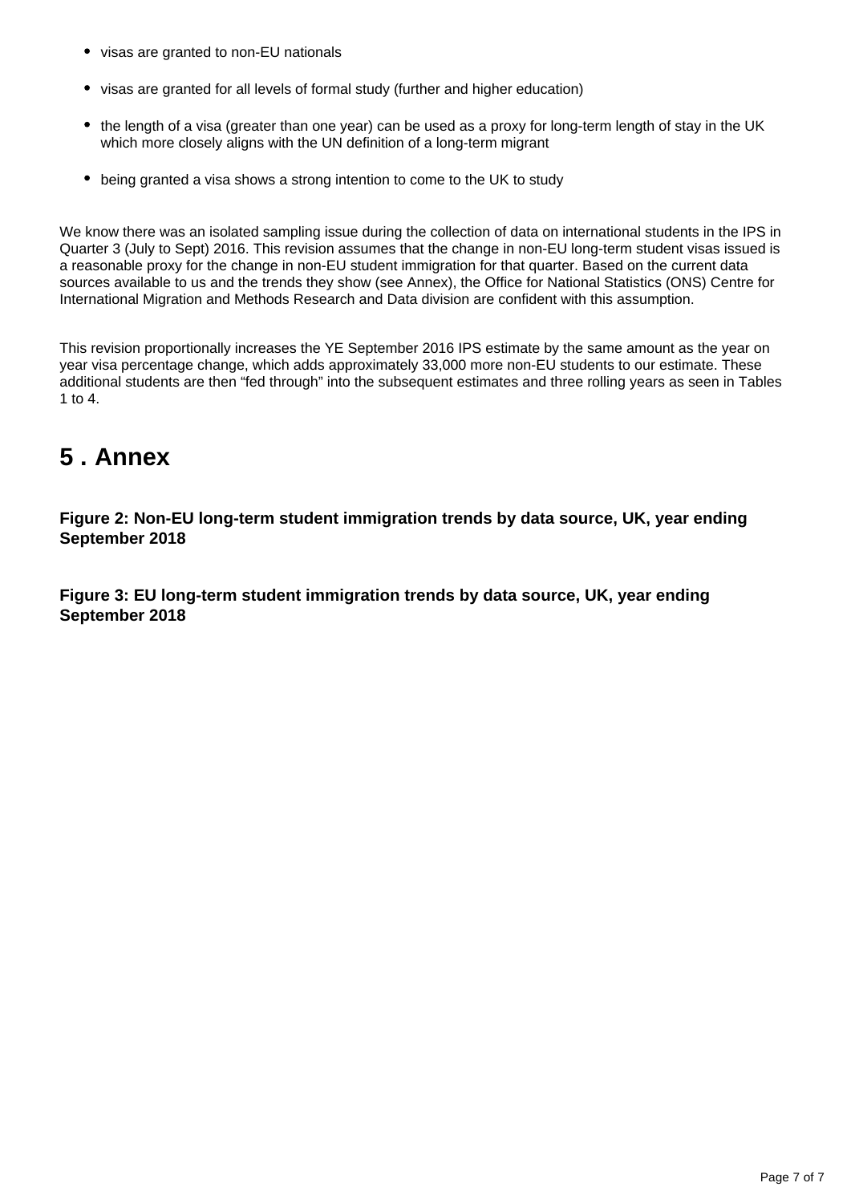- visas are granted to non-EU nationals
- visas are granted for all levels of formal study (further and higher education)
- the length of a visa (greater than one year) can be used as a proxy for long-term length of stay in the UK which more closely aligns with the UN definition of a long-term migrant
- being granted a visa shows a strong intention to come to the UK to study

We know there was an isolated sampling issue during the collection of data on international students in the IPS in Quarter 3 (July to Sept) 2016. This revision assumes that the change in non-EU long-term student visas issued is a reasonable proxy for the change in non-EU student immigration for that quarter. Based on the current data sources available to us and the trends they show (see Annex), the Office for National Statistics (ONS) Centre for International Migration and Methods Research and Data division are confident with this assumption.

This revision proportionally increases the YE September 2016 IPS estimate by the same amount as the year on year visa percentage change, which adds approximately 33,000 more non-EU students to our estimate. These additional students are then "fed through" into the subsequent estimates and three rolling years as seen in Tables 1 to 4.

## 5 . Annex

**Figure 2: Non-EU long-term student immigration trends by data source, UK, year ending September 2018**

**Figure 3: EU long-term student immigration trends by data source, UK, year ending September 2018**